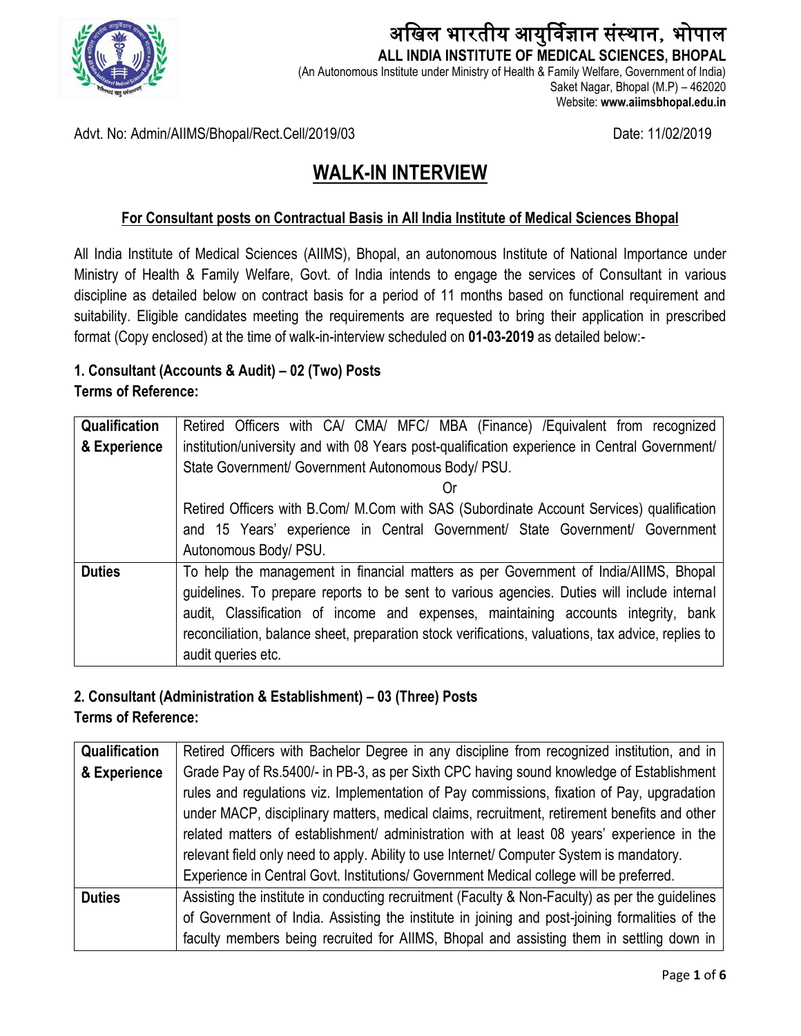# अखिल भारतीय आयुर्विज्ञान संस्थान, भोपाल

**ALL INDIA INSTITUTE OF MEDICAL SCIENCES, BHOPAL**

(An Autonomous Institute under Ministry of Health & Family Welfare, Government of India)
Saket Nagar, Bhopal (M.P) – 462020
Website: **www.aiimsbhopal.edu.in**

Advt. No: Admin/AIIMS/Bhopal/Rect.Cell/2019/03

Date: 11/02/2019

## WALK-IN INTERVIEW

### For Consultant posts on Contractual Basis in All India Institute of Medical Sciences Bhopal

All India Institute of Medical Sciences (AIIMS), Bhopal, an autonomous Institute of National Importance under Ministry of Health & Family Welfare, Govt. of India intends to engage the services of Consultant in various discipline as detailed below on contract basis for a period of 11 months based on functional requirement and suitability. Eligible candidates meeting the requirements are requested to bring their application in prescribed format (Copy enclosed) at the time of walk-in-interview scheduled on **01-03-2019** as detailed below:-

**1. Consultant (Accounts & Audit) – 02 (Two) Posts**
**Terms of Reference:**

| | |
|---|---|
| **Qualification & Experience** | Retired Officers with CA/ CMA/ MFC/ MBA (Finance) /Equivalent from recognized institution/university and with 08 Years post-qualification experience in Central Government/ State Government/ Government Autonomous Body/ PSU.<br>Or<br>Retired Officers with B.Com/ M.Com with SAS (Subordinate Account Services) qualification and 15 Years' experience in Central Government/ State Government/ Government Autonomous Body/ PSU. |
| **Duties** | To help the management in financial matters as per Government of India/AIIMS, Bhopal guidelines. To prepare reports to be sent to various agencies. Duties will include internal audit, Classification of income and expenses, maintaining accounts integrity, bank reconciliation, balance sheet, preparation stock verifications, valuations, tax advice, replies to audit queries etc. |

**2. Consultant (Administration & Establishment) – 03 (Three) Posts**
**Terms of Reference:**

| | |
|---|---|
| **Qualification & Experience** | Retired Officers with Bachelor Degree in any discipline from recognized institution, and in Grade Pay of Rs.5400/- in PB-3, as per Sixth CPC having sound knowledge of Establishment rules and regulations viz. Implementation of Pay commissions, fixation of Pay, upgradation under MACP, disciplinary matters, medical claims, recruitment, retirement benefits and other related matters of establishment/ administration with at least 08 years' experience in the relevant field only need to apply. Ability to use Internet/ Computer System is mandatory. Experience in Central Govt. Institutions/ Government Medical college will be preferred. |
| **Duties** | Assisting the institute in conducting recruitment (Faculty & Non-Faculty) as per the guidelines of Government of India. Assisting the institute in joining and post-joining formalities of the faculty members being recruited for AIIMS, Bhopal and assisting them in settling down in |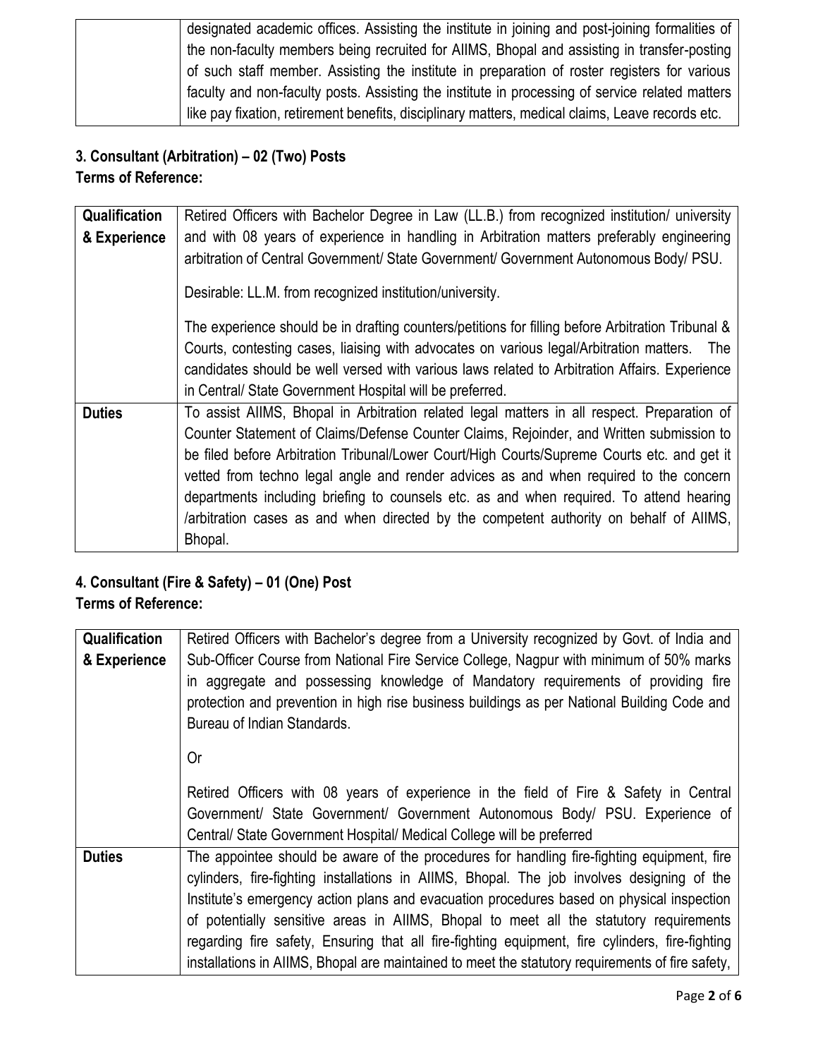|  | designated academic offices. Assisting the institute in joining and post-joining formalities of the non-faculty members being recruited for AIIMS, Bhopal and assisting in transfer-posting of such staff member. Assisting the institute in preparation of roster registers for various faculty and non-faculty posts. Assisting the institute in processing of service related matters like pay fixation, retirement benefits, disciplinary matters, medical claims, Leave records etc. |
|---|---|

**3. Consultant (Arbitration) – 02 (Two) Posts**
**Terms of Reference:**

| **Qualification & Experience** | Retired Officers with Bachelor Degree in Law (LL.B.) from recognized institution/ university and with 08 years of experience in handling in Arbitration matters preferably engineering arbitration of Central Government/ State Government/ Government Autonomous Body/ PSU.<br><br>Desirable: LL.M. from recognized institution/university.<br><br>The experience should be in drafting counters/petitions for filling before Arbitration Tribunal & Courts, contesting cases, liaising with advocates on various legal/Arbitration matters. The candidates should be well versed with various laws related to Arbitration Affairs. Experience in Central/ State Government Hospital will be preferred. |
|---|---|
| **Duties** | To assist AIIMS, Bhopal in Arbitration related legal matters in all respect. Preparation of Counter Statement of Claims/Defense Counter Claims, Rejoinder, and Written submission to be filed before Arbitration Tribunal/Lower Court/High Courts/Supreme Courts etc. and get it vetted from techno legal angle and render advices as and when required to the concern departments including briefing to counsels etc. as and when required. To attend hearing /arbitration cases as and when directed by the competent authority on behalf of AIIMS, Bhopal. |

**4. Consultant (Fire & Safety) – 01 (One) Post**
**Terms of Reference:**

| **Qualification & Experience** | Retired Officers with Bachelor's degree from a University recognized by Govt. of India and Sub-Officer Course from National Fire Service College, Nagpur with minimum of 50% marks in aggregate and possessing knowledge of Mandatory requirements of providing fire protection and prevention in high rise business buildings as per National Building Code and Bureau of Indian Standards.<br><br>Or<br><br>Retired Officers with 08 years of experience in the field of Fire & Safety in Central Government/ State Government/ Government Autonomous Body/ PSU. Experience of Central/ State Government Hospital/ Medical College will be preferred |
|---|---|
| **Duties** | The appointee should be aware of the procedures for handling fire-fighting equipment, fire cylinders, fire-fighting installations in AIIMS, Bhopal. The job involves designing of the Institute's emergency action plans and evacuation procedures based on physical inspection of potentially sensitive areas in AIIMS, Bhopal to meet all the statutory requirements regarding fire safety, Ensuring that all fire-fighting equipment, fire cylinders, fire-fighting installations in AIIMS, Bhopal are maintained to meet the statutory requirements of fire safety, |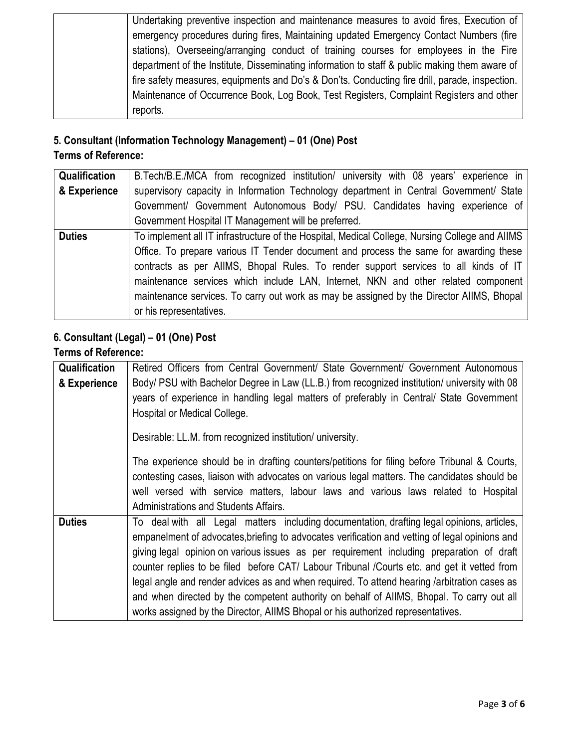| | |
|---|---|
| | Undertaking preventive inspection and maintenance measures to avoid fires, Execution of emergency procedures during fires, Maintaining updated Emergency Contact Numbers (fire stations), Overseeing/arranging conduct of training courses for employees in the Fire department of the Institute, Disseminating information to staff & public making them aware of fire safety measures, equipments and Do's & Don'ts. Conducting fire drill, parade, inspection. Maintenance of Occurrence Book, Log Book, Test Registers, Complaint Registers and other reports. |

**5. Consultant (Information Technology Management) – 01 (One) Post**

**Terms of Reference:**

| | |
|---|---|
| **Qualification & Experience** | B.Tech/B.E./MCA from recognized institution/ university with 08 years' experience in supervisory capacity in Information Technology department in Central Government/ State Government/ Government Autonomous Body/ PSU. Candidates having experience of Government Hospital IT Management will be preferred. |
| **Duties** | To implement all IT infrastructure of the Hospital, Medical College, Nursing College and AIIMS Office. To prepare various IT Tender document and process the same for awarding these contracts as per AIIMS, Bhopal Rules. To render support services to all kinds of IT maintenance services which include LAN, Internet, NKN and other related component maintenance services. To carry out work as may be assigned by the Director AIIMS, Bhopal or his representatives. |

**6. Consultant (Legal) – 01 (One) Post**

**Terms of Reference:**

| | |
|---|---|
| **Qualification & Experience** | Retired Officers from Central Government/ State Government/ Government Autonomous Body/ PSU with Bachelor Degree in Law (LL.B.) from recognized institution/ university with 08 years of experience in handling legal matters of preferably in Central/ State Government Hospital or Medical College.<br><br>Desirable: LL.M. from recognized institution/ university.<br><br>The experience should be in drafting counters/petitions for filing before Tribunal & Courts, contesting cases, liaison with advocates on various legal matters. The candidates should be well versed with service matters, labour laws and various laws related to Hospital Administrations and Students Affairs. |
| **Duties** | To deal with all Legal matters including documentation, drafting legal opinions, articles, empanelment of advocates,briefing to advocates verification and vetting of legal opinions and giving legal opinion on various issues as per requirement including preparation of draft counter replies to be filed before CAT/ Labour Tribunal /Courts etc. and get it vetted from legal angle and render advices as and when required. To attend hearing /arbitration cases as and when directed by the competent authority on behalf of AIIMS, Bhopal. To carry out all works assigned by the Director, AIIMS Bhopal or his authorized representatives. |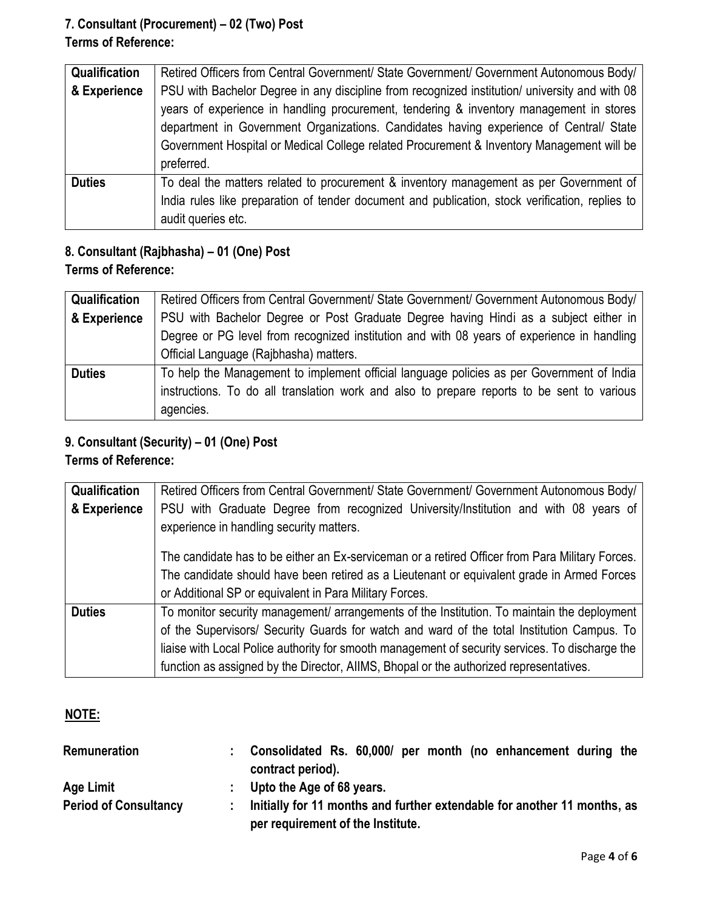### 7. Consultant (Procurement) – 02 (Two) Post

**Terms of Reference:**

| | |
|---|---|
| **Qualification & Experience** | Retired Officers from Central Government/ State Government/ Government Autonomous Body/ PSU with Bachelor Degree in any discipline from recognized institution/ university and with 08 years of experience in handling procurement, tendering & inventory management in stores department in Government Organizations. Candidates having experience of Central/ State Government Hospital or Medical College related Procurement & Inventory Management will be preferred. |
| **Duties** | To deal the matters related to procurement & inventory management as per Government of India rules like preparation of tender document and publication, stock verification, replies to audit queries etc. |

### 8. Consultant (Rajbhasha) – 01 (One) Post

**Terms of Reference:**

| | |
|---|---|
| **Qualification & Experience** | Retired Officers from Central Government/ State Government/ Government Autonomous Body/ PSU with Bachelor Degree or Post Graduate Degree having Hindi as a subject either in Degree or PG level from recognized institution and with 08 years of experience in handling Official Language (Rajbhasha) matters. |
| **Duties** | To help the Management to implement official language policies as per Government of India instructions. To do all translation work and also to prepare reports to be sent to various agencies. |

### 9. Consultant (Security) – 01 (One) Post

**Terms of Reference:**

| | |
|---|---|
| **Qualification & Experience** | Retired Officers from Central Government/ State Government/ Government Autonomous Body/ PSU with Graduate Degree from recognized University/Institution and with 08 years of experience in handling security matters.<br><br>The candidate has to be either an Ex-serviceman or a retired Officer from Para Military Forces. The candidate should have been retired as a Lieutenant or equivalent grade in Armed Forces or Additional SP or equivalent in Para Military Forces. |
| **Duties** | To monitor security management/ arrangements of the Institution. To maintain the deployment of the Supervisors/ Security Guards for watch and ward of the total Institution Campus. To liaise with Local Police authority for smooth management of security services. To discharge the function as assigned by the Director, AIIMS, Bhopal or the authorized representatives. |

**NOTE:**

| | | |
|---|---|---|
| **Remuneration** | : | **Consolidated Rs. 60,000/ per month (no enhancement during the contract period).** |
| **Age Limit** | : | **Upto the Age of 68 years.** |
| **Period of Consultancy** | : | **Initially for 11 months and further extendable for another 11 months, as per requirement of the Institute.** |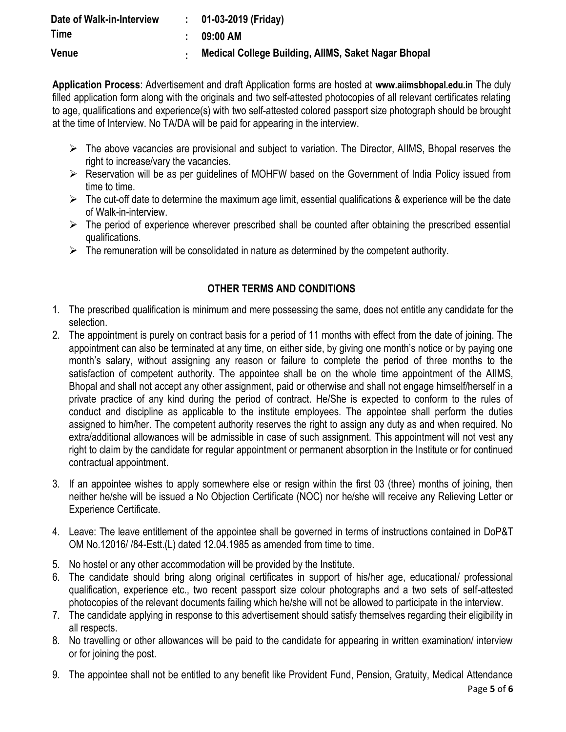| | | |
|---|---|---|
| **Date of Walk-in-Interview** | : | **01-03-2019 (Friday)** |
| **Time** | : | **09:00 AM** |
| **Venue** | : | **Medical College Building, AIIMS, Saket Nagar Bhopal** |

**Application Process**: Advertisement and draft Application forms are hosted at **www.aiimsbhopal.edu.in** The duly filled application form along with the originals and two self-attested photocopies of all relevant certificates relating to age, qualifications and experience(s) with two self-attested colored passport size photograph should be brought at the time of Interview. No TA/DA will be paid for appearing in the interview.

- The above vacancies are provisional and subject to variation. The Director, AIIMS, Bhopal reserves the right to increase/vary the vacancies.
- Reservation will be as per guidelines of MOHFW based on the Government of India Policy issued from time to time.
- The cut-off date to determine the maximum age limit, essential qualifications & experience will be the date of Walk-in-interview.
- The period of experience wherever prescribed shall be counted after obtaining the prescribed essential qualifications.
- The remuneration will be consolidated in nature as determined by the competent authority.

## OTHER TERMS AND CONDITIONS

1. The prescribed qualification is minimum and mere possessing the same, does not entitle any candidate for the selection.
2. The appointment is purely on contract basis for a period of 11 months with effect from the date of joining. The appointment can also be terminated at any time, on either side, by giving one month's notice or by paying one month's salary, without assigning any reason or failure to complete the period of three months to the satisfaction of competent authority. The appointee shall be on the whole time appointment of the AIIMS, Bhopal and shall not accept any other assignment, paid or otherwise and shall not engage himself/herself in a private practice of any kind during the period of contract. He/She is expected to conform to the rules of conduct and discipline as applicable to the institute employees. The appointee shall perform the duties assigned to him/her. The competent authority reserves the right to assign any duty as and when required. No extra/additional allowances will be admissible in case of such assignment. This appointment will not vest any right to claim by the candidate for regular appointment or permanent absorption in the Institute or for continued contractual appointment.
3. If an appointee wishes to apply somewhere else or resign within the first 03 (three) months of joining, then neither he/she will be issued a No Objection Certificate (NOC) nor he/she will receive any Relieving Letter or Experience Certificate.
4. Leave: The leave entitlement of the appointee shall be governed in terms of instructions contained in DoP&T OM No.12016/ /84-Estt.(L) dated 12.04.1985 as amended from time to time.
5. No hostel or any other accommodation will be provided by the Institute.
6. The candidate should bring along original certificates in support of his/her age, educational/ professional qualification, experience etc., two recent passport size colour photographs and a two sets of self-attested photocopies of the relevant documents failing which he/she will not be allowed to participate in the interview.
7. The candidate applying in response to this advertisement should satisfy themselves regarding their eligibility in all respects.
8. No travelling or other allowances will be paid to the candidate for appearing in written examination/ interview or for joining the post.
9. The appointee shall not be entitled to any benefit like Provident Fund, Pension, Gratuity, Medical Attendance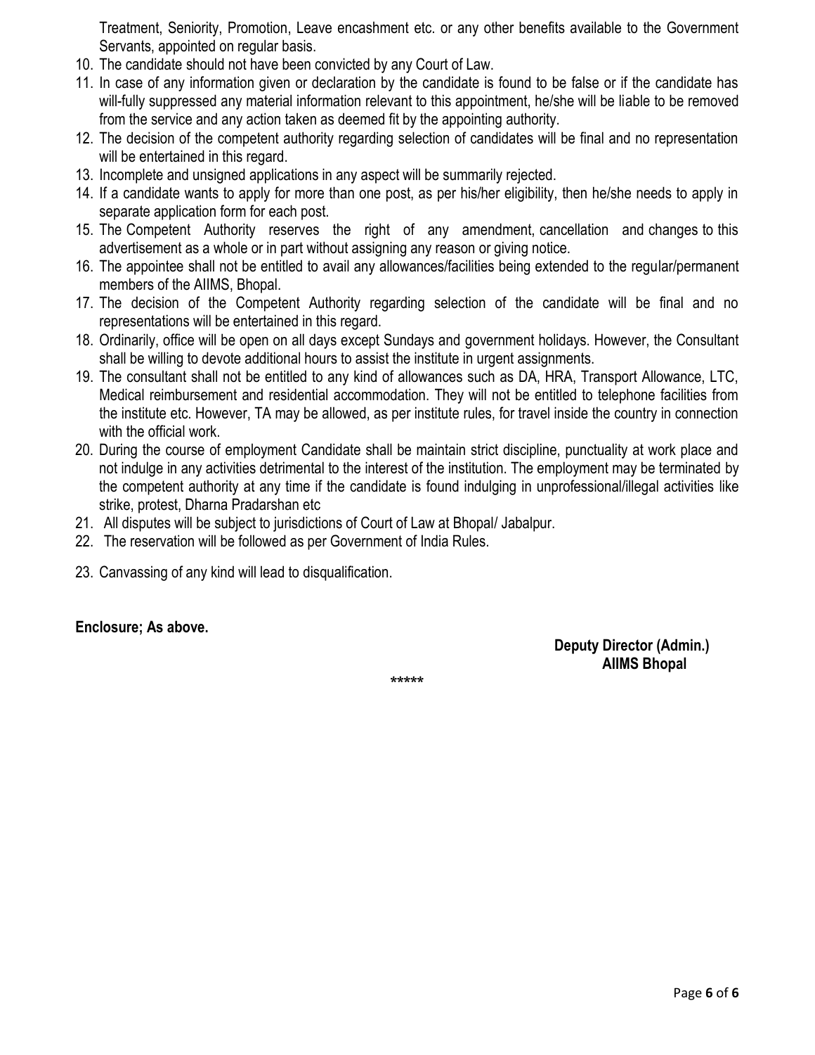Treatment, Seniority, Promotion, Leave encashment etc. or any other benefits available to the Government Servants, appointed on regular basis.

10. The candidate should not have been convicted by any Court of Law.
11. In case of any information given or declaration by the candidate is found to be false or if the candidate has will-fully suppressed any material information relevant to this appointment, he/she will be liable to be removed from the service and any action taken as deemed fit by the appointing authority.
12. The decision of the competent authority regarding selection of candidates will be final and no representation will be entertained in this regard.
13. Incomplete and unsigned applications in any aspect will be summarily rejected.
14. If a candidate wants to apply for more than one post, as per his/her eligibility, then he/she needs to apply in separate application form for each post.
15. The Competent Authority reserves the right of any amendment, cancellation and changes to this advertisement as a whole or in part without assigning any reason or giving notice.
16. The appointee shall not be entitled to avail any allowances/facilities being extended to the regular/permanent members of the AIIMS, Bhopal.
17. The decision of the Competent Authority regarding selection of the candidate will be final and no representations will be entertained in this regard.
18. Ordinarily, office will be open on all days except Sundays and government holidays. However, the Consultant shall be willing to devote additional hours to assist the institute in urgent assignments.
19. The consultant shall not be entitled to any kind of allowances such as DA, HRA, Transport Allowance, LTC, Medical reimbursement and residential accommodation. They will not be entitled to telephone facilities from the institute etc. However, TA may be allowed, as per institute rules, for travel inside the country in connection with the official work.
20. During the course of employment Candidate shall be maintain strict discipline, punctuality at work place and not indulge in any activities detrimental to the interest of the institution. The employment may be terminated by the competent authority at any time if the candidate is found indulging in unprofessional/illegal activities like strike, protest, Dharna Pradarshan etc
21. All disputes will be subject to jurisdictions of Court of Law at Bhopal/ Jabalpur.
22. The reservation will be followed as per Government of India Rules.
23. Canvassing of any kind will lead to disqualification.

**Enclosure; As above.**

**Deputy Director (Admin.)**
**AIIMS Bhopal**

*****